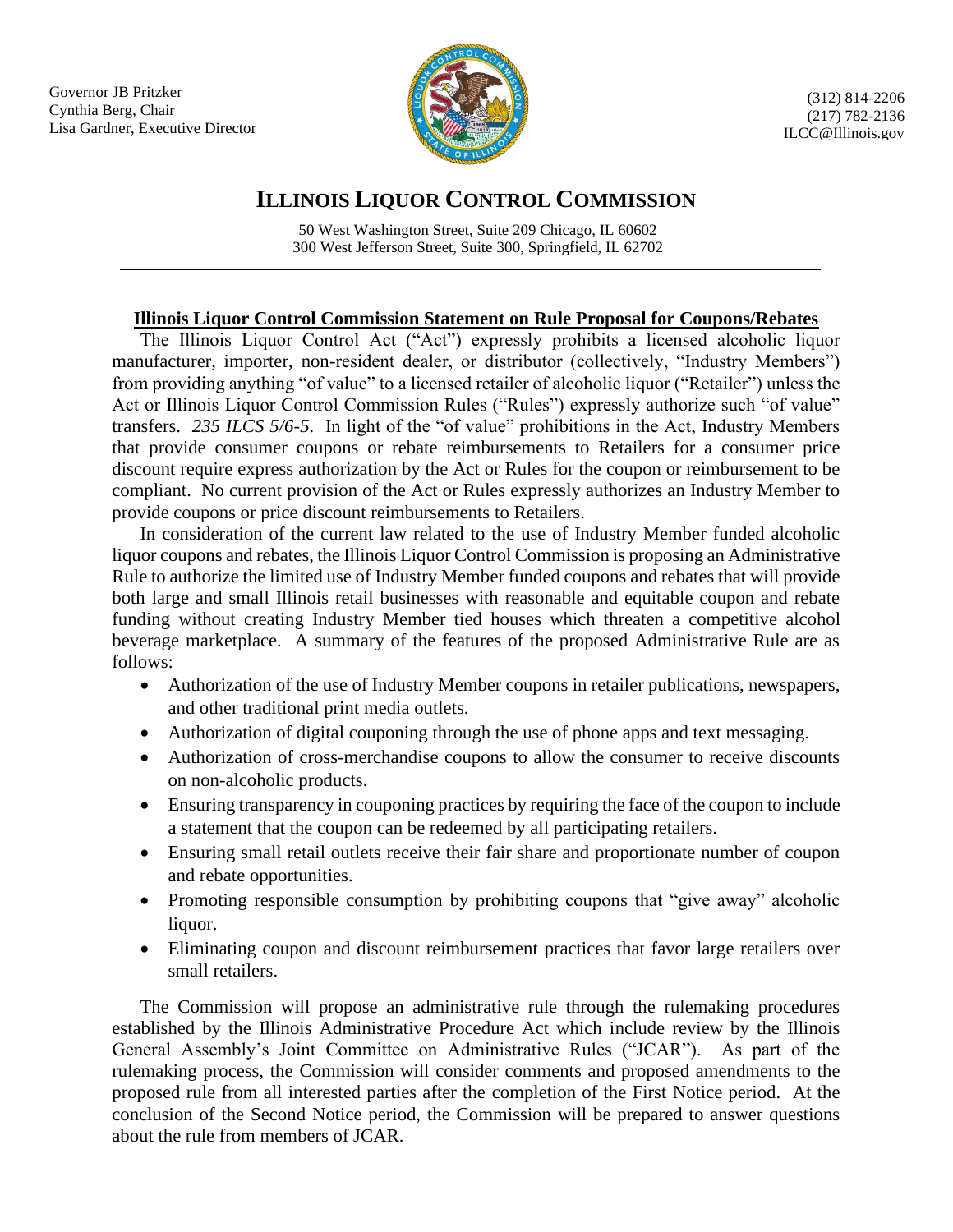Governor JB Pritzker
Cynthia Berg, Chair
Lisa Gardner, Executive Director

(312) 814-2206
(217) 782-2136
ILCC@Illinois.gov

# ILLINOIS LIQUOR CONTROL COMMISSION

50 West Washington Street, Suite 209 Chicago, IL 60602
300 West Jefferson Street, Suite 300, Springfield, IL 62702

---

## Illinois Liquor Control Commission Statement on Rule Proposal for Coupons/Rebates

The Illinois Liquor Control Act ("Act") expressly prohibits a licensed alcoholic liquor manufacturer, importer, non-resident dealer, or distributor (collectively, "Industry Members") from providing anything "of value" to a licensed retailer of alcoholic liquor ("Retailer") unless the Act or Illinois Liquor Control Commission Rules ("Rules") expressly authorize such "of value" transfers. *235 ILCS 5/6-5*. In light of the "of value" prohibitions in the Act, Industry Members that provide consumer coupons or rebate reimbursements to Retailers for a consumer price discount require express authorization by the Act or Rules for the coupon or reimbursement to be compliant. No current provision of the Act or Rules expressly authorizes an Industry Member to provide coupons or price discount reimbursements to Retailers.

In consideration of the current law related to the use of Industry Member funded alcoholic liquor coupons and rebates, the Illinois Liquor Control Commission is proposing an Administrative Rule to authorize the limited use of Industry Member funded coupons and rebates that will provide both large and small Illinois retail businesses with reasonable and equitable coupon and rebate funding without creating Industry Member tied houses which threaten a competitive alcohol beverage marketplace. A summary of the features of the proposed Administrative Rule are as follows:

- Authorization of the use of Industry Member coupons in retailer publications, newspapers, and other traditional print media outlets.
- Authorization of digital couponing through the use of phone apps and text messaging.
- Authorization of cross-merchandise coupons to allow the consumer to receive discounts on non-alcoholic products.
- Ensuring transparency in couponing practices by requiring the face of the coupon to include a statement that the coupon can be redeemed by all participating retailers.
- Ensuring small retail outlets receive their fair share and proportionate number of coupon and rebate opportunities.
- Promoting responsible consumption by prohibiting coupons that "give away" alcoholic liquor.
- Eliminating coupon and discount reimbursement practices that favor large retailers over small retailers.

The Commission will propose an administrative rule through the rulemaking procedures established by the Illinois Administrative Procedure Act which include review by the Illinois General Assembly's Joint Committee on Administrative Rules ("JCAR"). As part of the rulemaking process, the Commission will consider comments and proposed amendments to the proposed rule from all interested parties after the completion of the First Notice period. At the conclusion of the Second Notice period, the Commission will be prepared to answer questions about the rule from members of JCAR.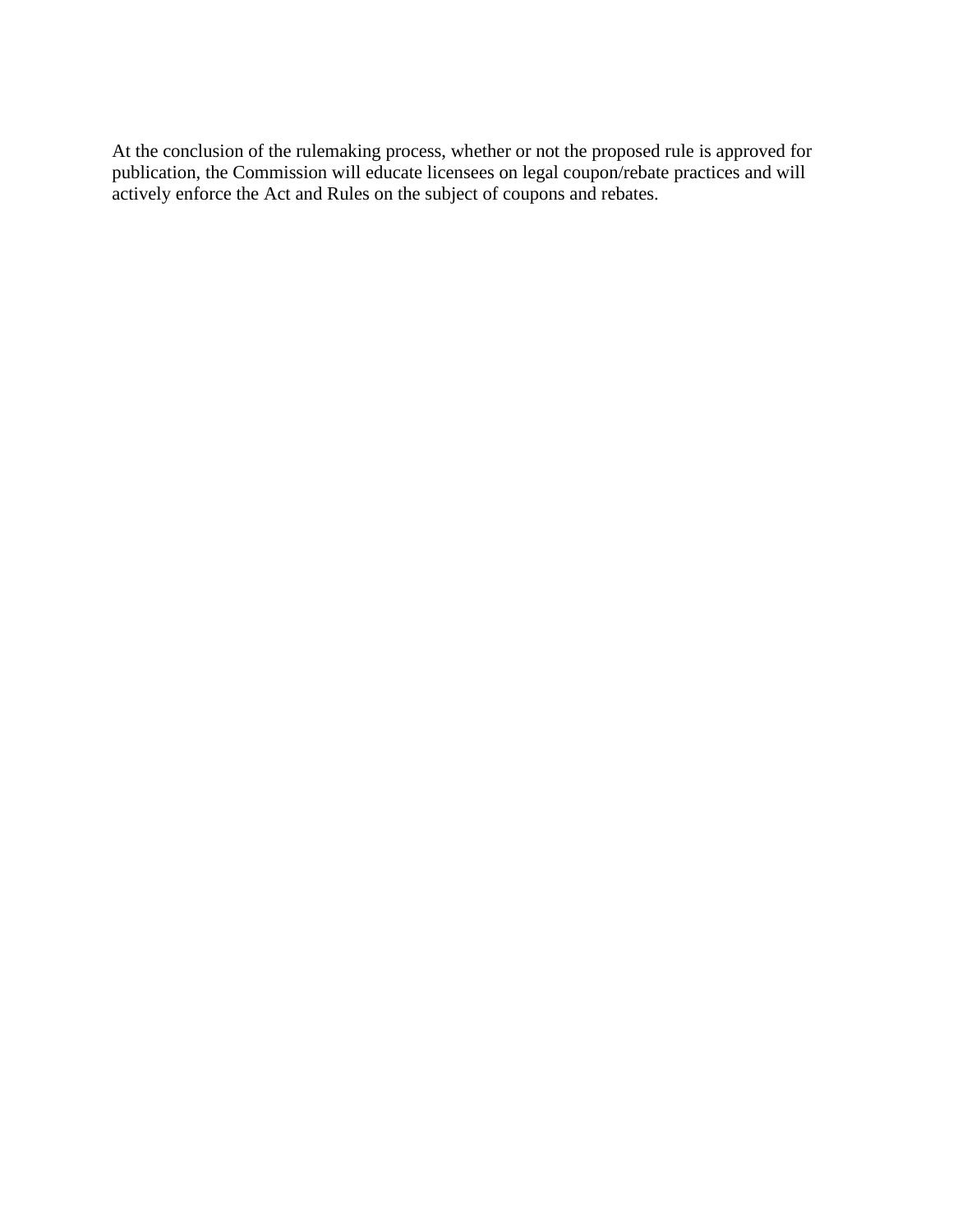At the conclusion of the rulemaking process, whether or not the proposed rule is approved for publication, the Commission will educate licensees on legal coupon/rebate practices and will actively enforce the Act and Rules on the subject of coupons and rebates.